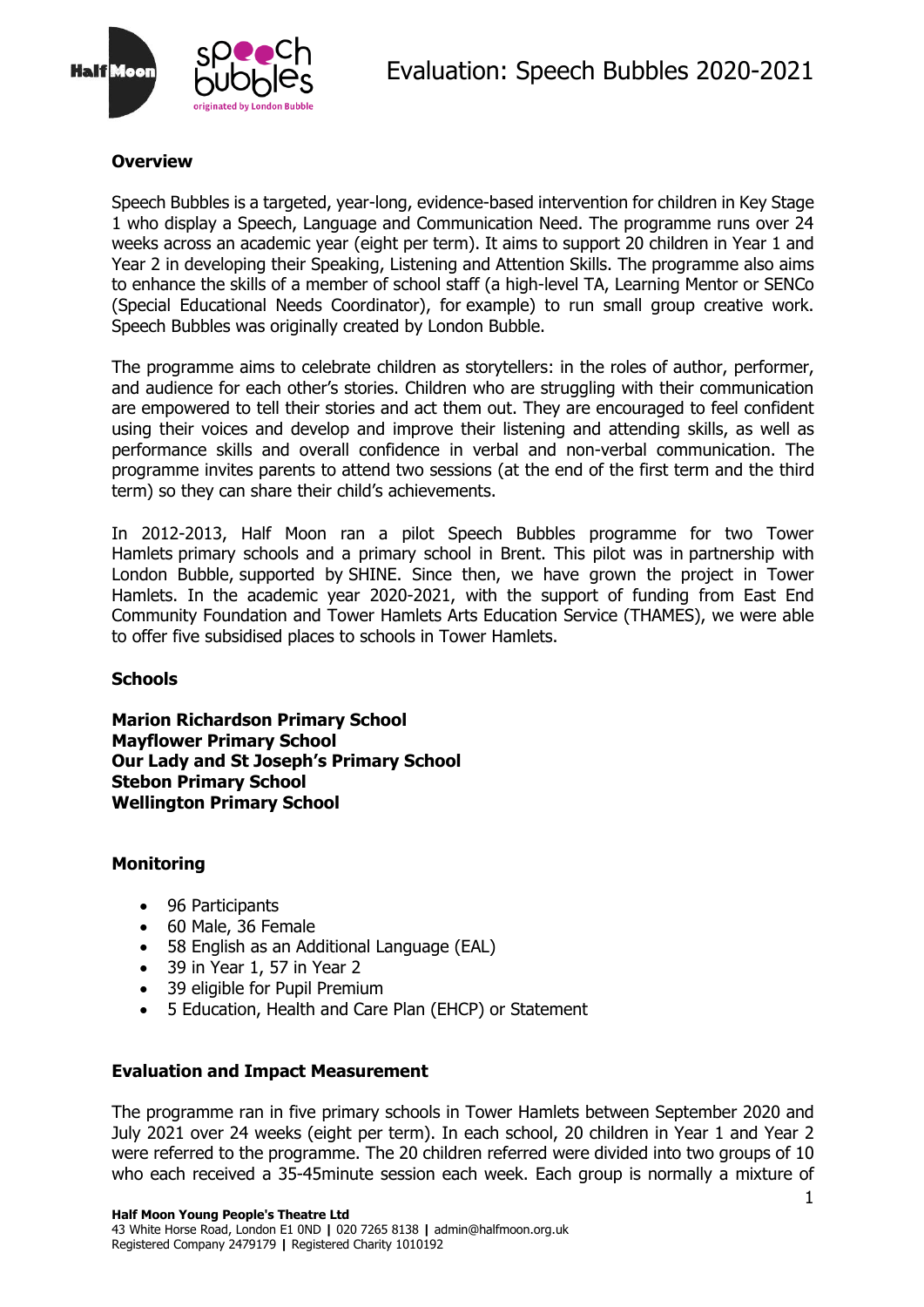# Evaluation: Speech Bubbles 2020-2021

**Overview**

Speech Bubbles is a targeted, year-long, evidence-based intervention for children in Key Stage 1 who display a Speech, Language and Communication Need. The programme runs over 24 weeks across an academic year (eight per term). It aims to support 20 children in Year 1 and Year 2 in developing their Speaking, Listening and Attention Skills. The programme also aims to enhance the skills of a member of school staff (a high-level TA, Learning Mentor or SENCo (Special Educational Needs Coordinator), for example) to run small group creative work. Speech Bubbles was originally created by London Bubble.

The programme aims to celebrate children as storytellers: in the roles of author, performer, and audience for each other's stories. Children who are struggling with their communication are empowered to tell their stories and act them out. They are encouraged to feel confident using their voices and develop and improve their listening and attending skills, as well as performance skills and overall confidence in verbal and non-verbal communication. The programme invites parents to attend two sessions (at the end of the first term and the third term) so they can share their child's achievements.

In 2012-2013, Half Moon ran a pilot Speech Bubbles programme for two Tower Hamlets primary schools and a primary school in Brent. This pilot was in partnership with London Bubble, supported by SHINE. Since then, we have grown the project in Tower Hamlets. In the academic year 2020-2021, with the support of funding from East End Community Foundation and Tower Hamlets Arts Education Service (THAMES), we were able to offer five subsidised places to schools in Tower Hamlets.

**Schools**

**Marion Richardson Primary School**
**Mayflower Primary School**
**Our Lady and St Joseph's Primary School**
**Stebon Primary School**
**Wellington Primary School**

**Monitoring**

- 96 Participants
- 60 Male, 36 Female
- 58 English as an Additional Language (EAL)
- 39 in Year 1, 57 in Year 2
- 39 eligible for Pupil Premium
- 5 Education, Health and Care Plan (EHCP) or Statement

**Evaluation and Impact Measurement**

The programme ran in five primary schools in Tower Hamlets between September 2020 and July 2021 over 24 weeks (eight per term). In each school, 20 children in Year 1 and Year 2 were referred to the programme. The 20 children referred were divided into two groups of 10 who each received a 35-45minute session each week. Each group is normally a mixture of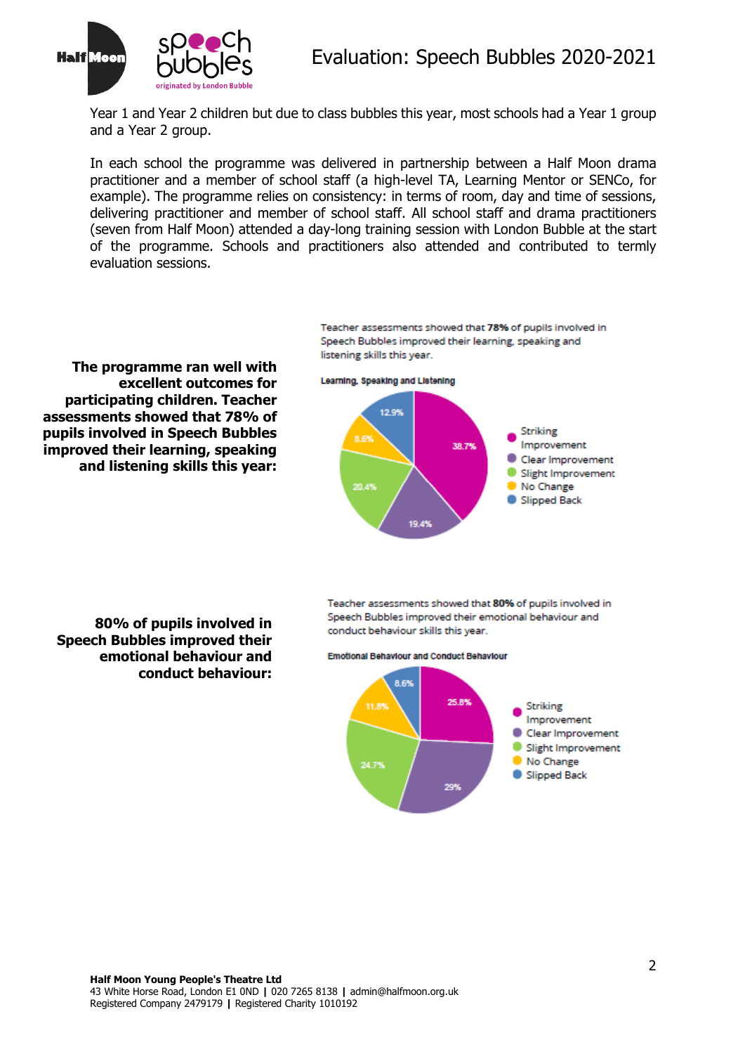Year 1 and Year 2 children but due to class bubbles this year, most schools had a Year 1 group and a Year 2 group.

In each school the programme was delivered in partnership between a Half Moon drama practitioner and a member of school staff (a high-level TA, Learning Mentor or SENCo, for example). The programme relies on consistency: in terms of room, day and time of sessions, delivering practitioner and member of school staff. All school staff and drama practitioners (seven from Half Moon) attended a day-long training session with London Bubble at the start of the programme. Schools and practitioners also attended and contributed to termly evaluation sessions.

**The programme ran well with excellent outcomes for participating children. Teacher assessments showed that 78% of pupils involved in Speech Bubbles improved their learning, speaking and listening skills this year:**

Teacher assessments showed that **78%** of pupils involved in Speech Bubbles improved their learning, speaking and listening skills this year.

**Learning, Speaking and Listening**

| Category | % |
| --- | --- |
| Striking Improvement | 38.7% |
| Clear Improvement | 19.4% |
| Slight Improvement | 20.4% |
| No Change | 8.6% |
| Slipped Back | 12.9% |

**80% of pupils involved in Speech Bubbles improved their emotional behaviour and conduct behaviour:**

Teacher assessments showed that **80%** of pupils involved in Speech Bubbles improved their emotional behaviour and conduct behaviour skills this year.

**Emotional Behaviour and Conduct Behaviour**

| Category | % |
| --- | --- |
| Striking Improvement | 25.8% |
| Clear Improvement | 29% |
| Slight Improvement | 24.7% |
| No Change | 11.8% |
| Slipped Back | 8.6% |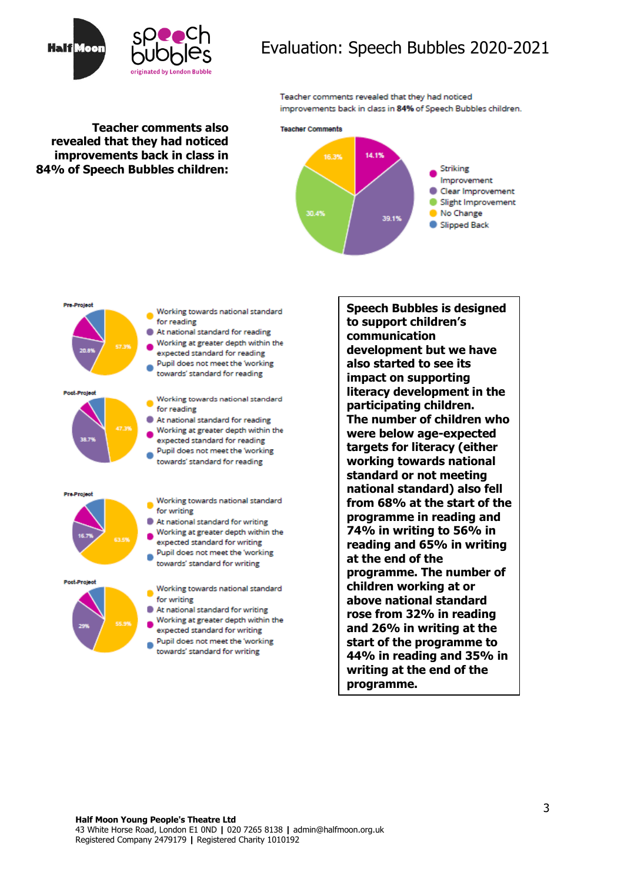# Evaluation: Speech Bubbles 2020-2021

**Teacher comments also revealed that they had noticed improvements back in class in 84% of Speech Bubbles children:**

Teacher comments revealed that they had noticed improvements back in class in **84%** of Speech Bubbles children.

**Teacher Comments**

- Striking Improvement: 14.1%
- Clear Improvement: 39.1%
- Slight Improvement: 30.4%
- No Change: 16.3%
- Slipped Back

**Pre-Project** (reading)

- Working towards national standard for reading: 57.3%
- At national standard for reading: 20.8%
- Working at greater depth within the expected standard for reading
- Pupil does not meet the 'working towards' standard for reading

**Post-Project** (reading)

- Working towards national standard for reading: 47.3%
- At national standard for reading: 38.7%
- Working at greater depth within the expected standard for reading
- Pupil does not meet the 'working towards' standard for reading

**Pre-Project** (writing)

- Working towards national standard for writing: 63.5%
- At national standard for writing: 16.7%
- Working at greater depth within the expected standard for writing
- Pupil does not meet the 'working towards' standard for writing

**Post-Project** (writing)

- Working towards national standard for writing: 55.9%
- At national standard for writing: 29%
- Working at greater depth within the expected standard for writing
- Pupil does not meet the 'working towards' standard for writing

**Speech Bubbles is designed to support children's communication development but we have also started to see its impact on supporting literacy development in the participating children. The number of children who were below age-expected targets for literacy (either working towards national standard or not meeting national standard) also fell from 68% at the start of the programme in reading and 74% in writing to 56% in reading and 65% in writing at the end of the programme. The number of children working at or above national standard rose from 32% in reading and 26% in writing at the start of the programme to 44% in reading and 35% in writing at the end of the programme.**

**Half Moon Young People's Theatre Ltd**
43 White Horse Road, London E1 0ND | 020 7265 8138 | admin@halfmoon.org.uk
Registered Company 2479179 | Registered Charity 1010192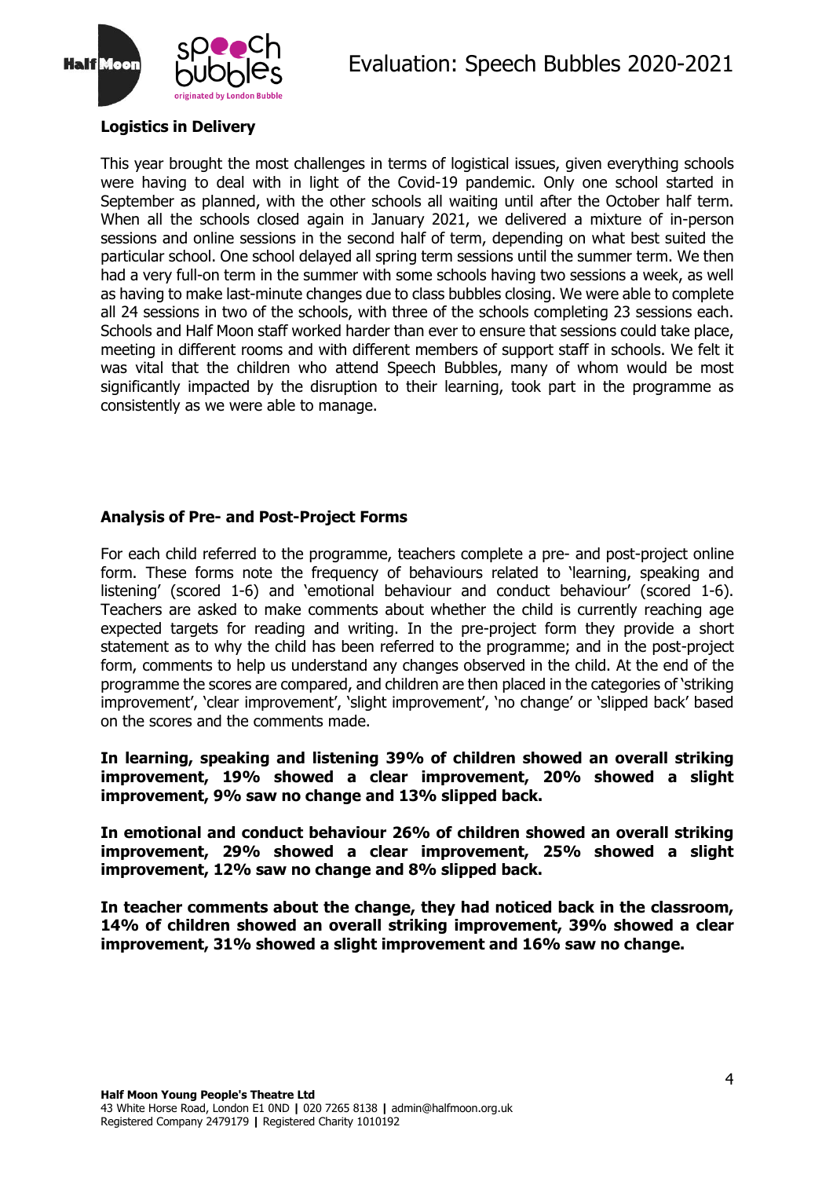**Logistics in Delivery**

This year brought the most challenges in terms of logistical issues, given everything schools were having to deal with in light of the Covid-19 pandemic. Only one school started in September as planned, with the other schools all waiting until after the October half term. When all the schools closed again in January 2021, we delivered a mixture of in-person sessions and online sessions in the second half of term, depending on what best suited the particular school. One school delayed all spring term sessions until the summer term. We then had a very full-on term in the summer with some schools having two sessions a week, as well as having to make last-minute changes due to class bubbles closing. We were able to complete all 24 sessions in two of the schools, with three of the schools completing 23 sessions each. Schools and Half Moon staff worked harder than ever to ensure that sessions could take place, meeting in different rooms and with different members of support staff in schools. We felt it was vital that the children who attend Speech Bubbles, many of whom would be most significantly impacted by the disruption to their learning, took part in the programme as consistently as we were able to manage.

**Analysis of Pre- and Post-Project Forms**

For each child referred to the programme, teachers complete a pre- and post-project online form. These forms note the frequency of behaviours related to 'learning, speaking and listening' (scored 1-6) and 'emotional behaviour and conduct behaviour' (scored 1-6). Teachers are asked to make comments about whether the child is currently reaching age expected targets for reading and writing. In the pre-project form they provide a short statement as to why the child has been referred to the programme; and in the post-project form, comments to help us understand any changes observed in the child. At the end of the programme the scores are compared, and children are then placed in the categories of 'striking improvement', 'clear improvement', 'slight improvement', 'no change' or 'slipped back' based on the scores and the comments made.

**In learning, speaking and listening 39% of children showed an overall striking improvement, 19% showed a clear improvement, 20% showed a slight improvement, 9% saw no change and 13% slipped back.**

**In emotional and conduct behaviour 26% of children showed an overall striking improvement, 29% showed a clear improvement, 25% showed a slight improvement, 12% saw no change and 8% slipped back.**

**In teacher comments about the change, they had noticed back in the classroom, 14% of children showed an overall striking improvement, 39% showed a clear improvement, 31% showed a slight improvement and 16% saw no change.**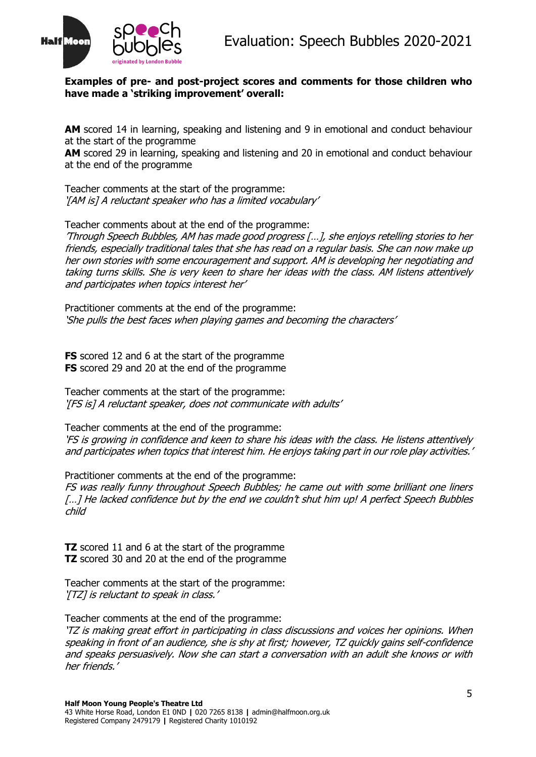**Examples of pre- and post-project scores and comments for those children who have made a 'striking improvement' overall:**

**AM** scored 14 in learning, speaking and listening and 9 in emotional and conduct behaviour at the start of the programme
**AM** scored 29 in learning, speaking and listening and 20 in emotional and conduct behaviour at the end of the programme

Teacher comments at the start of the programme:
*'[AM is] A reluctant speaker who has a limited vocabulary'*

Teacher comments about at the end of the programme:
*'Through Speech Bubbles, AM has made good progress […], she enjoys retelling stories to her friends, especially traditional tales that she has read on a regular basis. She can now make up her own stories with some encouragement and support. AM is developing her negotiating and taking turns skills. She is very keen to share her ideas with the class. AM listens attentively and participates when topics interest her'*

Practitioner comments at the end of the programme:
*'She pulls the best faces when playing games and becoming the characters'*

**FS** scored 12 and 6 at the start of the programme
**FS** scored 29 and 20 at the end of the programme

Teacher comments at the start of the programme:
*'[FS is] A reluctant speaker, does not communicate with adults'*

Teacher comments at the end of the programme:
*'FS is growing in confidence and keen to share his ideas with the class. He listens attentively and participates when topics that interest him. He enjoys taking part in our role play activities.'*

Practitioner comments at the end of the programme:
*FS was really funny throughout Speech Bubbles; he came out with some brilliant one liners […] He lacked confidence but by the end we couldn't shut him up! A perfect Speech Bubbles child*

**TZ** scored 11 and 6 at the start of the programme
**TZ** scored 30 and 20 at the end of the programme

Teacher comments at the start of the programme:
*'[TZ] is reluctant to speak in class.'*

Teacher comments at the end of the programme:
*'TZ is making great effort in participating in class discussions and voices her opinions. When speaking in front of an audience, she is shy at first; however, TZ quickly gains self-confidence and speaks persuasively. Now she can start a conversation with an adult she knows or with her friends.'*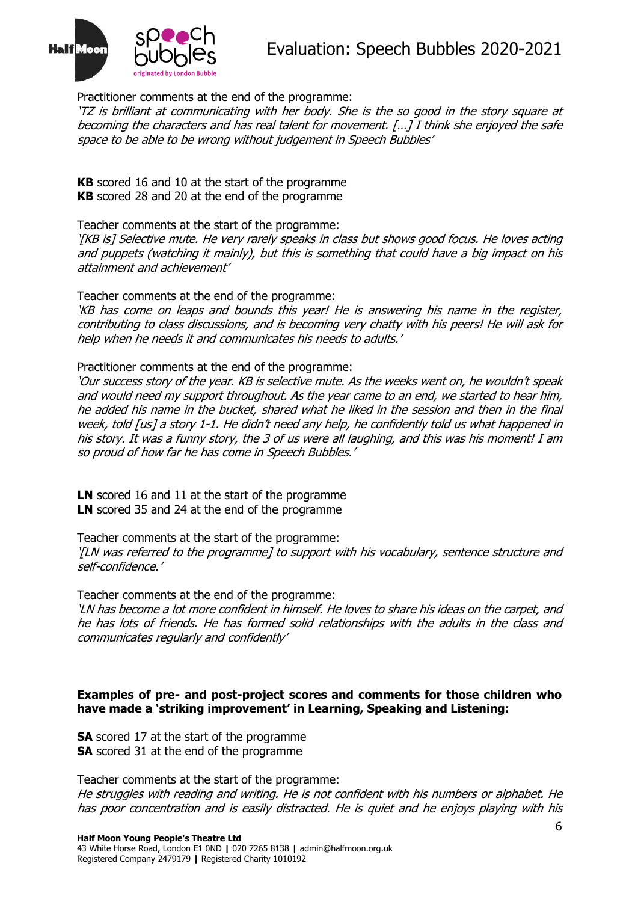Practitioner comments at the end of the programme:

*'TZ is brilliant at communicating with her body. She is the so good in the story square at becoming the characters and has real talent for movement. […] I think she enjoyed the safe space to be able to be wrong without judgement in Speech Bubbles'*

**KB** scored 16 and 10 at the start of the programme
**KB** scored 28 and 20 at the end of the programme

Teacher comments at the start of the programme:

*'[KB is] Selective mute. He very rarely speaks in class but shows good focus. He loves acting and puppets (watching it mainly), but this is something that could have a big impact on his attainment and achievement'*

Teacher comments at the end of the programme:

*'KB has come on leaps and bounds this year! He is answering his name in the register, contributing to class discussions, and is becoming very chatty with his peers! He will ask for help when he needs it and communicates his needs to adults.'*

Practitioner comments at the end of the programme:

*'Our success story of the year. KB is selective mute. As the weeks went on, he wouldn't speak and would need my support throughout. As the year came to an end, we started to hear him, he added his name in the bucket, shared what he liked in the session and then in the final week, told [us] a story 1-1. He didn't need any help, he confidently told us what happened in his story. It was a funny story, the 3 of us were all laughing, and this was his moment! I am so proud of how far he has come in Speech Bubbles.'*

**LN** scored 16 and 11 at the start of the programme
**LN** scored 35 and 24 at the end of the programme

Teacher comments at the start of the programme:

*'[LN was referred to the programme] to support with his vocabulary, sentence structure and self-confidence.'*

Teacher comments at the end of the programme:

*'LN has become a lot more confident in himself. He loves to share his ideas on the carpet, and he has lots of friends. He has formed solid relationships with the adults in the class and communicates regularly and confidently'*

**Examples of pre- and post-project scores and comments for those children who have made a 'striking improvement' in Learning, Speaking and Listening:**

**SA** scored 17 at the start of the programme
**SA** scored 31 at the end of the programme

Teacher comments at the start of the programme:

*He struggles with reading and writing. He is not confident with his numbers or alphabet. He has poor concentration and is easily distracted. He is quiet and he enjoys playing with his*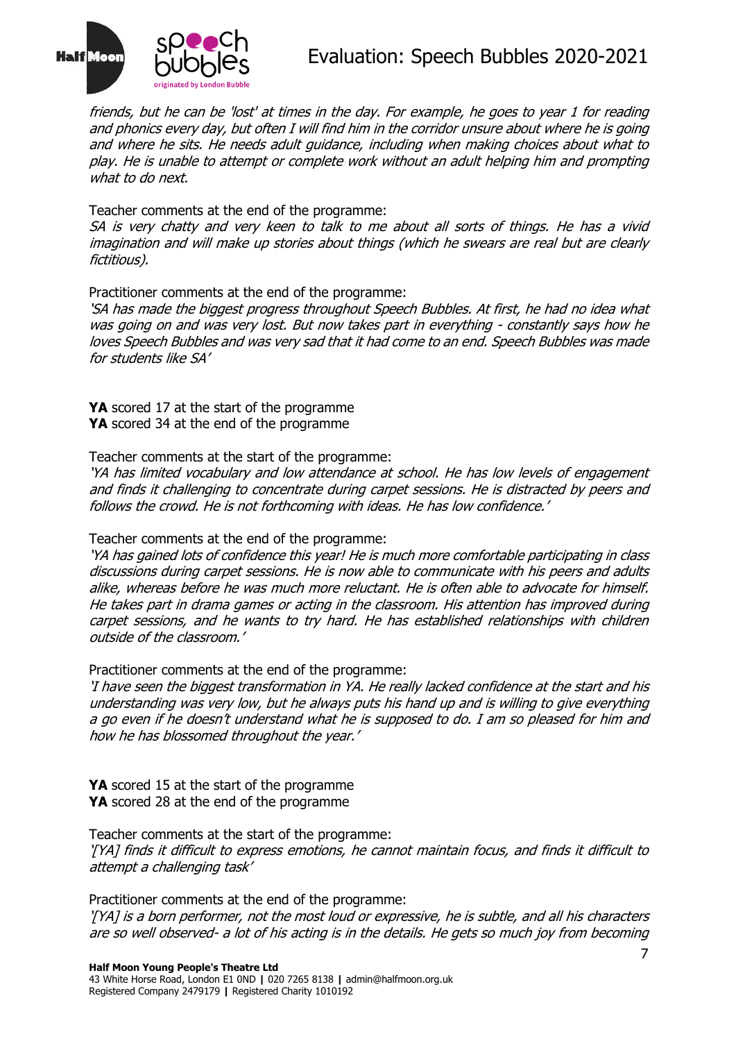*friends, but he can be 'lost' at times in the day. For example, he goes to year 1 for reading and phonics every day, but often I will find him in the corridor unsure about where he is going and where he sits. He needs adult guidance, including when making choices about what to play. He is unable to attempt or complete work without an adult helping him and prompting what to do next.*

Teacher comments at the end of the programme:
*SA is very chatty and very keen to talk to me about all sorts of things. He has a vivid imagination and will make up stories about things (which he swears are real but are clearly fictitious).*

Practitioner comments at the end of the programme:
*'SA has made the biggest progress throughout Speech Bubbles. At first, he had no idea what was going on and was very lost. But now takes part in everything - constantly says how he loves Speech Bubbles and was very sad that it had come to an end. Speech Bubbles was made for students like SA'*

**YA** scored 17 at the start of the programme
**YA** scored 34 at the end of the programme

Teacher comments at the start of the programme:
*'YA has limited vocabulary and low attendance at school. He has low levels of engagement and finds it challenging to concentrate during carpet sessions. He is distracted by peers and follows the crowd. He is not forthcoming with ideas. He has low confidence.'*

Teacher comments at the end of the programme:
*'YA has gained lots of confidence this year! He is much more comfortable participating in class discussions during carpet sessions. He is now able to communicate with his peers and adults alike, whereas before he was much more reluctant. He is often able to advocate for himself. He takes part in drama games or acting in the classroom. His attention has improved during carpet sessions, and he wants to try hard. He has established relationships with children outside of the classroom.'*

Practitioner comments at the end of the programme:
*'I have seen the biggest transformation in YA. He really lacked confidence at the start and his understanding was very low, but he always puts his hand up and is willing to give everything a go even if he doesn't understand what he is supposed to do. I am so pleased for him and how he has blossomed throughout the year.'*

**YA** scored 15 at the start of the programme
**YA** scored 28 at the end of the programme

Teacher comments at the start of the programme:
*'[YA] finds it difficult to express emotions, he cannot maintain focus, and finds it difficult to attempt a challenging task'*

Practitioner comments at the end of the programme:
*'[YA] is a born performer, not the most loud or expressive, he is subtle, and all his characters are so well observed- a lot of his acting is in the details. He gets so much joy from becoming*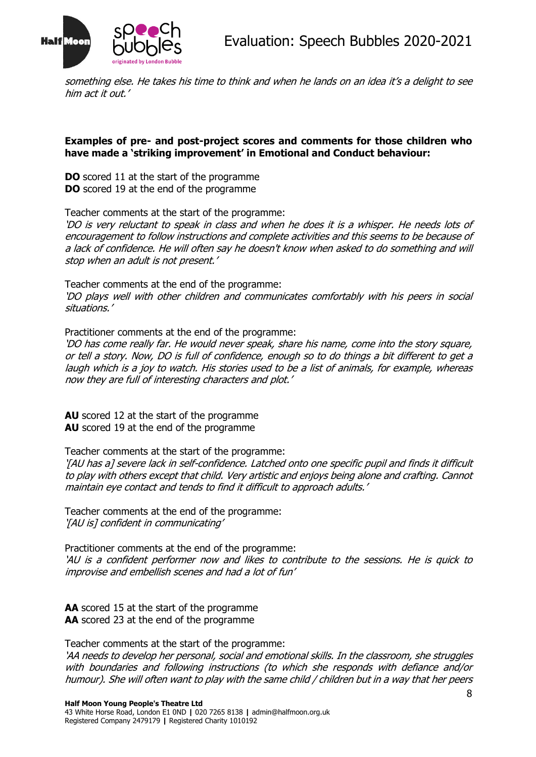*something else. He takes his time to think and when he lands on an idea it's a delight to see him act it out.'*

**Examples of pre- and post-project scores and comments for those children who have made a 'striking improvement' in Emotional and Conduct behaviour:**

**DO** scored 11 at the start of the programme
**DO** scored 19 at the end of the programme

Teacher comments at the start of the programme:
*'DO is very reluctant to speak in class and when he does it is a whisper. He needs lots of encouragement to follow instructions and complete activities and this seems to be because of a lack of confidence. He will often say he doesn't know when asked to do something and will stop when an adult is not present.'*

Teacher comments at the end of the programme:
*'DO plays well with other children and communicates comfortably with his peers in social situations.'*

Practitioner comments at the end of the programme:
*'DO has come really far. He would never speak, share his name, come into the story square, or tell a story. Now, DO is full of confidence, enough so to do things a bit different to get a laugh which is a joy to watch. His stories used to be a list of animals, for example, whereas now they are full of interesting characters and plot.'*

**AU** scored 12 at the start of the programme
**AU** scored 19 at the end of the programme

Teacher comments at the start of the programme:
*'[AU has a] severe lack in self-confidence. Latched onto one specific pupil and finds it difficult to play with others except that child. Very artistic and enjoys being alone and crafting. Cannot maintain eye contact and tends to find it difficult to approach adults.'*

Teacher comments at the end of the programme:
*'[AU is] confident in communicating'*

Practitioner comments at the end of the programme:
*'AU is a confident performer now and likes to contribute to the sessions. He is quick to improvise and embellish scenes and had a lot of fun'*

**AA** scored 15 at the start of the programme
**AA** scored 23 at the end of the programme

Teacher comments at the start of the programme:
*'AA needs to develop her personal, social and emotional skills. In the classroom, she struggles with boundaries and following instructions (to which she responds with defiance and/or humour). She will often want to play with the same child / children but in a way that her peers*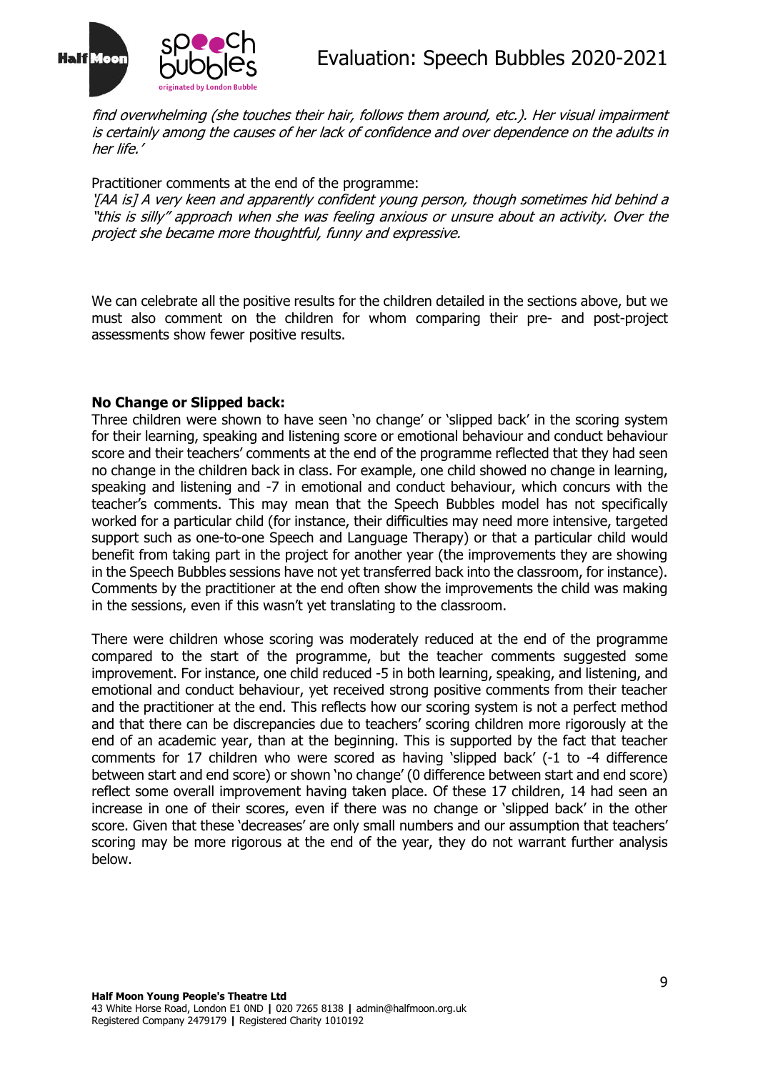*find overwhelming (she touches their hair, follows them around, etc.). Her visual impairment is certainly among the causes of her lack of confidence and over dependence on the adults in her life.'*

Practitioner comments at the end of the programme:
*'[AA is] A very keen and apparently confident young person, though sometimes hid behind a "this is silly" approach when she was feeling anxious or unsure about an activity. Over the project she became more thoughtful, funny and expressive.*

We can celebrate all the positive results for the children detailed in the sections above, but we must also comment on the children for whom comparing their pre- and post-project assessments show fewer positive results.

**No Change or Slipped back:**
Three children were shown to have seen 'no change' or 'slipped back' in the scoring system for their learning, speaking and listening score or emotional behaviour and conduct behaviour score and their teachers' comments at the end of the programme reflected that they had seen no change in the children back in class. For example, one child showed no change in learning, speaking and listening and -7 in emotional and conduct behaviour, which concurs with the teacher's comments. This may mean that the Speech Bubbles model has not specifically worked for a particular child (for instance, their difficulties may need more intensive, targeted support such as one-to-one Speech and Language Therapy) or that a particular child would benefit from taking part in the project for another year (the improvements they are showing in the Speech Bubbles sessions have not yet transferred back into the classroom, for instance). Comments by the practitioner at the end often show the improvements the child was making in the sessions, even if this wasn't yet translating to the classroom.

There were children whose scoring was moderately reduced at the end of the programme compared to the start of the programme, but the teacher comments suggested some improvement. For instance, one child reduced -5 in both learning, speaking, and listening, and emotional and conduct behaviour, yet received strong positive comments from their teacher and the practitioner at the end. This reflects how our scoring system is not a perfect method and that there can be discrepancies due to teachers' scoring children more rigorously at the end of an academic year, than at the beginning. This is supported by the fact that teacher comments for 17 children who were scored as having 'slipped back' (-1 to -4 difference between start and end score) or shown 'no change' (0 difference between start and end score) reflect some overall improvement having taken place. Of these 17 children, 14 had seen an increase in one of their scores, even if there was no change or 'slipped back' in the other score. Given that these 'decreases' are only small numbers and our assumption that teachers' scoring may be more rigorous at the end of the year, they do not warrant further analysis below.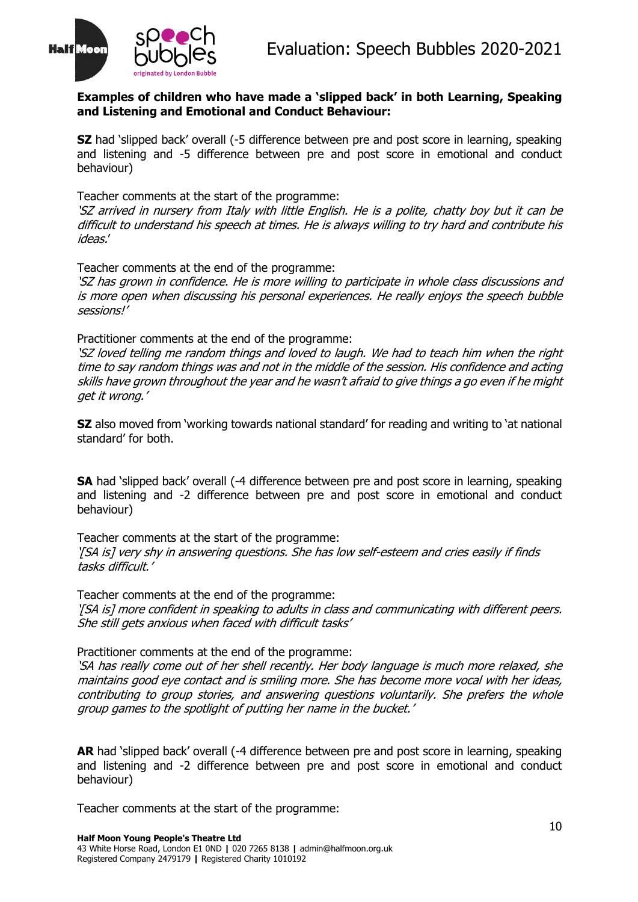**Examples of children who have made a 'slipped back' in both Learning, Speaking and Listening and Emotional and Conduct Behaviour:**

**SZ** had 'slipped back' overall (-5 difference between pre and post score in learning, speaking and listening and -5 difference between pre and post score in emotional and conduct behaviour)

Teacher comments at the start of the programme:
*'SZ arrived in nursery from Italy with little English. He is a polite, chatty boy but it can be difficult to understand his speech at times. He is always willing to try hard and contribute his ideas.'*

Teacher comments at the end of the programme:
*'SZ has grown in confidence. He is more willing to participate in whole class discussions and is more open when discussing his personal experiences. He really enjoys the speech bubble sessions!'*

Practitioner comments at the end of the programme:
*'SZ loved telling me random things and loved to laugh. We had to teach him when the right time to say random things was and not in the middle of the session. His confidence and acting skills have grown throughout the year and he wasn't afraid to give things a go even if he might get it wrong.'*

**SZ** also moved from 'working towards national standard' for reading and writing to 'at national standard' for both.

**SA** had 'slipped back' overall (-4 difference between pre and post score in learning, speaking and listening and -2 difference between pre and post score in emotional and conduct behaviour)

Teacher comments at the start of the programme:
*'[SA is] very shy in answering questions. She has low self-esteem and cries easily if finds tasks difficult.'*

Teacher comments at the end of the programme:
*'[SA is] more confident in speaking to adults in class and communicating with different peers. She still gets anxious when faced with difficult tasks'*

Practitioner comments at the end of the programme:
*'SA has really come out of her shell recently. Her body language is much more relaxed, she maintains good eye contact and is smiling more. She has become more vocal with her ideas, contributing to group stories, and answering questions voluntarily. She prefers the whole group games to the spotlight of putting her name in the bucket.'*

**AR** had 'slipped back' overall (-4 difference between pre and post score in learning, speaking and listening and -2 difference between pre and post score in emotional and conduct behaviour)

Teacher comments at the start of the programme: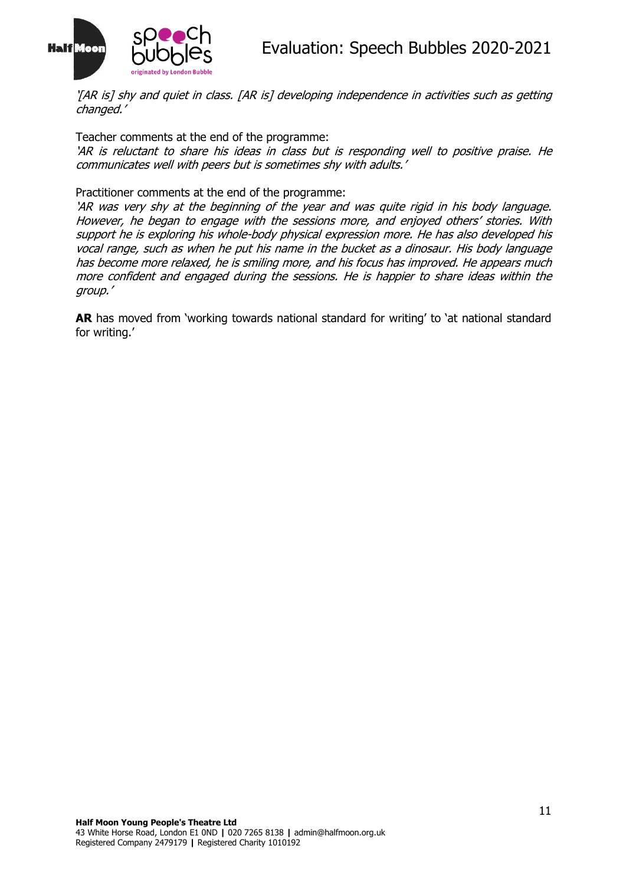*'[AR is] shy and quiet in class. [AR is] developing independence in activities such as getting changed.'*

Teacher comments at the end of the programme:
*'AR is reluctant to share his ideas in class but is responding well to positive praise. He communicates well with peers but is sometimes shy with adults.'*

Practitioner comments at the end of the programme:
*'AR was very shy at the beginning of the year and was quite rigid in his body language. However, he began to engage with the sessions more, and enjoyed others' stories. With support he is exploring his whole-body physical expression more. He has also developed his vocal range, such as when he put his name in the bucket as a dinosaur. His body language has become more relaxed, he is smiling more, and his focus has improved. He appears much more confident and engaged during the sessions. He is happier to share ideas within the group.'*

**AR** has moved from 'working towards national standard for writing' to 'at national standard for writing.'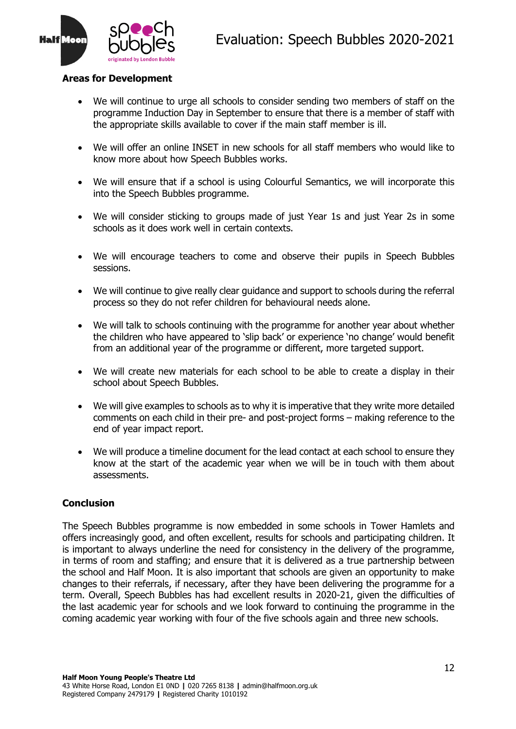**Areas for Development**

- We will continue to urge all schools to consider sending two members of staff on the programme Induction Day in September to ensure that there is a member of staff with the appropriate skills available to cover if the main staff member is ill.
- We will offer an online INSET in new schools for all staff members who would like to know more about how Speech Bubbles works.
- We will ensure that if a school is using Colourful Semantics, we will incorporate this into the Speech Bubbles programme.
- We will consider sticking to groups made of just Year 1s and just Year 2s in some schools as it does work well in certain contexts.
- We will encourage teachers to come and observe their pupils in Speech Bubbles sessions.
- We will continue to give really clear guidance and support to schools during the referral process so they do not refer children for behavioural needs alone.
- We will talk to schools continuing with the programme for another year about whether the children who have appeared to 'slip back' or experience 'no change' would benefit from an additional year of the programme or different, more targeted support.
- We will create new materials for each school to be able to create a display in their school about Speech Bubbles.
- We will give examples to schools as to why it is imperative that they write more detailed comments on each child in their pre- and post-project forms – making reference to the end of year impact report.
- We will produce a timeline document for the lead contact at each school to ensure they know at the start of the academic year when we will be in touch with them about assessments.

**Conclusion**

The Speech Bubbles programme is now embedded in some schools in Tower Hamlets and offers increasingly good, and often excellent, results for schools and participating children. It is important to always underline the need for consistency in the delivery of the programme, in terms of room and staffing; and ensure that it is delivered as a true partnership between the school and Half Moon. It is also important that schools are given an opportunity to make changes to their referrals, if necessary, after they have been delivering the programme for a term. Overall, Speech Bubbles has had excellent results in 2020-21, given the difficulties of the last academic year for schools and we look forward to continuing the programme in the coming academic year working with four of the five schools again and three new schools.